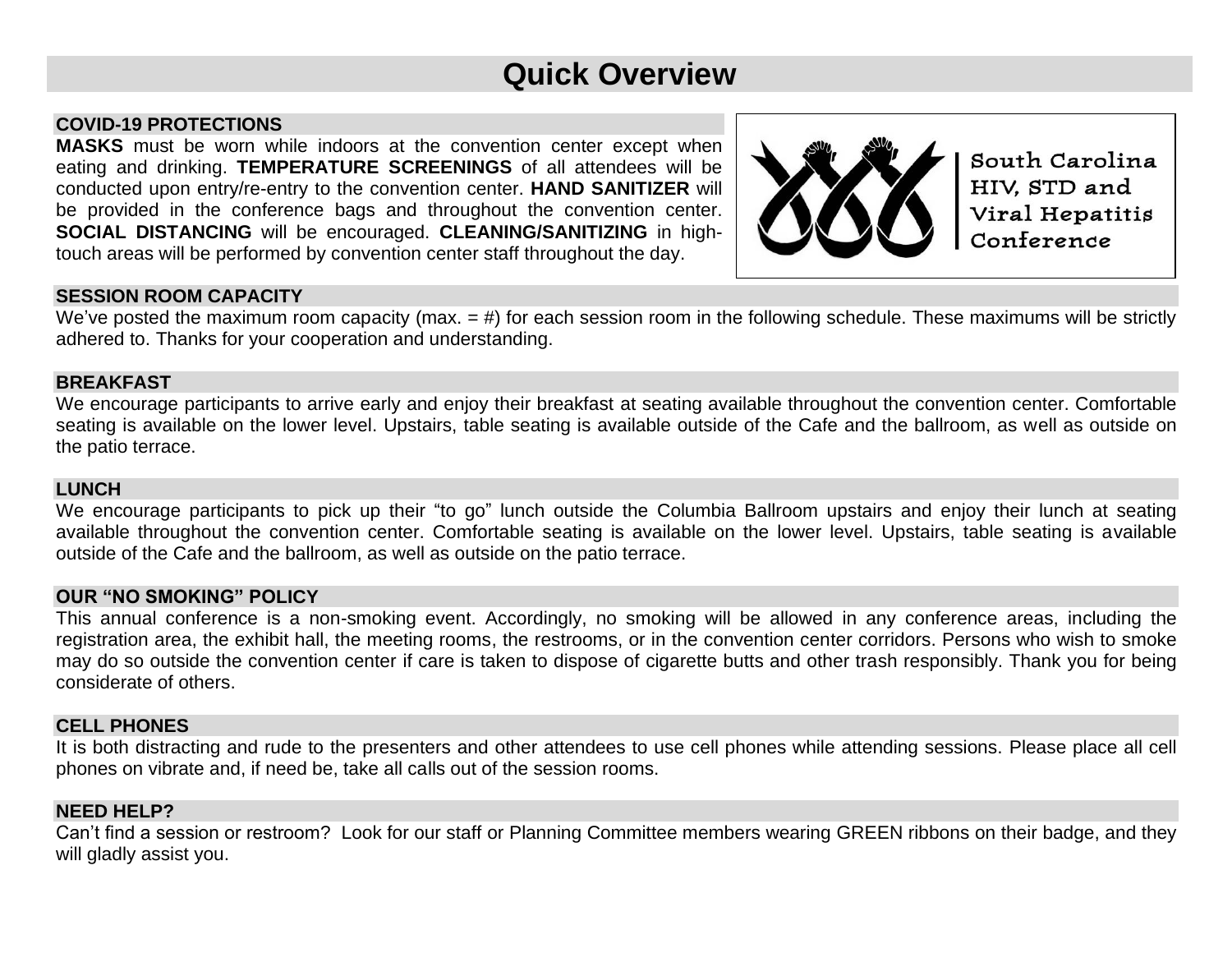# Quick Overview

## COVID-19 PROTECTIONS

**MASKS** must be worn while indoors at the convention center except when eating and drinking. **TEMPERATURE SCREENINGS** of all attendees will be conducted upon entry/re-entry to the convention center. **HAND SANITIZER** will be provided in the conference bags and throughout the convention center. **SOCIAL DISTANCING** will be encouraged. **CLEANING/SANITIZING** in high-touch areas will be performed by convention center staff throughout the day.

South Carolina HIV, STD and Viral Hepatitis Conference

## SESSION ROOM CAPACITY

We've posted the maximum room capacity (max. = #) for each session room in the following schedule. These maximums will be strictly adhered to. Thanks for your cooperation and understanding.

## BREAKFAST

We encourage participants to arrive early and enjoy their breakfast at seating available throughout the convention center. Comfortable seating is available on the lower level. Upstairs, table seating is available outside of the Cafe and the ballroom, as well as outside on the patio terrace.

## LUNCH

We encourage participants to pick up their "to go" lunch outside the Columbia Ballroom upstairs and enjoy their lunch at seating available throughout the convention center. Comfortable seating is available on the lower level. Upstairs, table seating is available outside of the Cafe and the ballroom, as well as outside on the patio terrace.

## OUR "NO SMOKING" POLICY

This annual conference is a non-smoking event. Accordingly, no smoking will be allowed in any conference areas, including the registration area, the exhibit hall, the meeting rooms, the restrooms, or in the convention center corridors. Persons who wish to smoke may do so outside the convention center if care is taken to dispose of cigarette butts and other trash responsibly. Thank you for being considerate of others.

## CELL PHONES

It is both distracting and rude to the presenters and other attendees to use cell phones while attending sessions. Please place all cell phones on vibrate and, if need be, take all calls out of the session rooms.

## NEED HELP?

Can't find a session or restroom? Look for our staff or Planning Committee members wearing GREEN ribbons on their badge, and they will gladly assist you.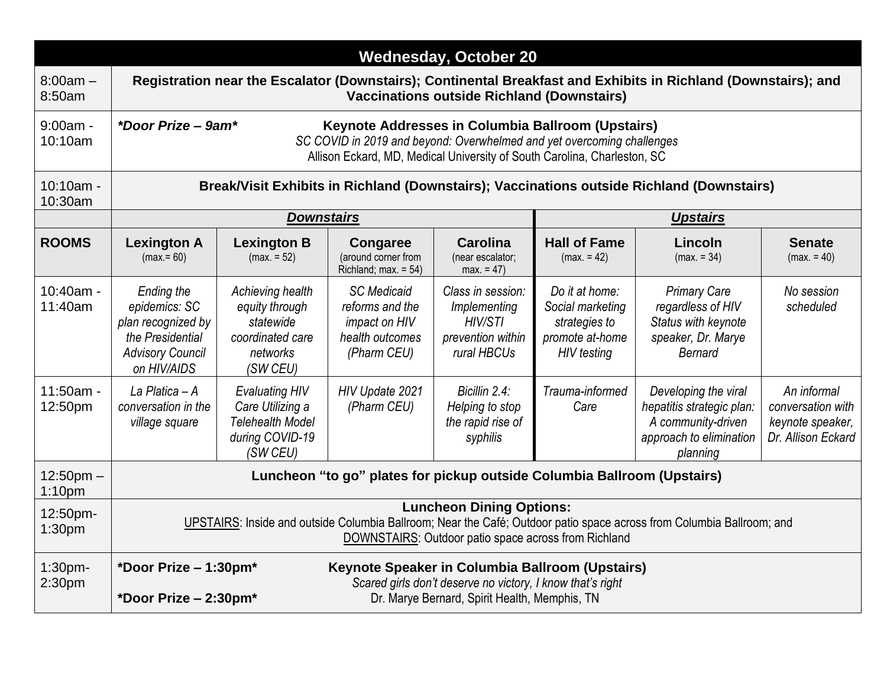| Wednesday, October 20 | | | | | | | |
|---|---|---|---|---|---|---|---|
| 8:00am – 8:50am | **Registration near the Escalator (Downstairs); Continental Breakfast and Exhibits in Richland (Downstairs); and Vaccinations outside Richland (Downstairs)** | | | | | | |
| 9:00am - 10:10am | ***Door Prize – 9am*** **Keynote Addresses in Columbia Ballroom (Upstairs)** *SC COVID in 2019 and beyond: Overwhelmed and yet overcoming challenges* Allison Eckard, MD, Medical University of South Carolina, Charleston, SC | | | | | | |
| 10:10am - 10:30am | **Break/Visit Exhibits in Richland (Downstairs); Vaccinations outside Richland (Downstairs)** | | | | | | |
| | ***Downstairs*** | | | | ***Upstairs*** | | |
| **ROOMS** | **Lexington A** (max.= 60) | **Lexington B** (max. = 52) | **Congaree** (around corner from Richland; max. = 54) | **Carolina** (near escalator; max. = 47) | **Hall of Fame** (max. = 42) | **Lincoln** (max. = 34) | **Senate** (max. = 40) |
| 10:40am - 11:40am | *Ending the epidemics: SC plan recognized by the Presidential Advisory Council on HIV/AIDS* | *Achieving health equity through statewide coordinated care networks (SW CEU)* | *SC Medicaid reforms and the impact on HIV health outcomes (Pharm CEU)* | *Class in session: Implementing HIV/STI prevention within rural HBCUs* | *Do it at home: Social marketing strategies to promote at-home HIV testing* | *Primary Care regardless of HIV Status with keynote speaker, Dr. Marye Bernard* | *No session scheduled* |
| 11:50am - 12:50pm | *La Platica – A conversation in the village square* | *Evaluating HIV Care Utilizing a Telehealth Model during COVID-19 (SW CEU)* | *HIV Update 2021 (Pharm CEU)* | *Bicillin 2.4: Helping to stop the rapid rise of syphilis* | *Trauma-informed Care* | *Developing the viral hepatitis strategic plan: A community-driven approach to elimination planning* | *An informal conversation with keynote speaker, Dr. Allison Eckard* |
| 12:50pm – 1:10pm | **Luncheon "to go" plates for pickup outside Columbia Ballroom (Upstairs)** | | | | | | |
| 12:50pm- 1:30pm | **Luncheon Dining Options:** UPSTAIRS: Inside and outside Columbia Ballroom; Near the Café; Outdoor patio space across from Columbia Ballroom; and DOWNSTAIRS: Outdoor patio space across from Richland | | | | | | |
| 1:30pm- 2:30pm | ***Door Prize – 1:30pm*** **Keynote Speaker in Columbia Ballroom (Upstairs)** *Scared girls don't deserve no victory, I know that's right* Dr. Marye Bernard, Spirit Health, Memphis, TN ***Door Prize – 2:30pm*** | | | | | | |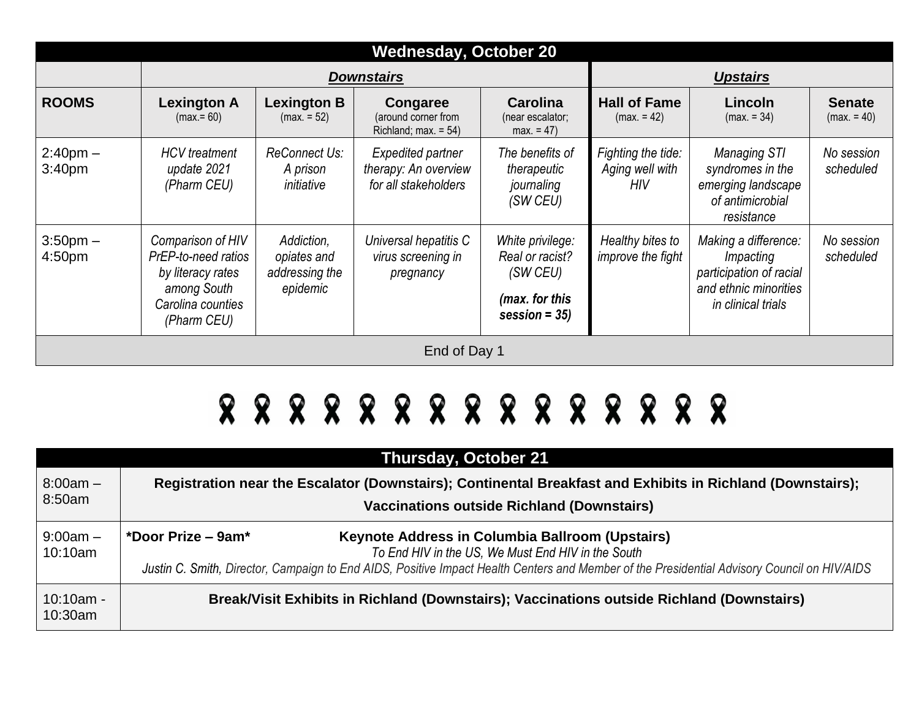## Wednesday, October 20

| | Downstairs | | | | Upstairs | | |
|---|---|---|---|---|---|---|---|
| **ROOMS** | **Lexington A** (max.= 60) | **Lexington B** (max. = 52) | **Congaree** (around corner from Richland; max. = 54) | **Carolina** (near escalator; max. = 47) | **Hall of Fame** (max. = 42) | **Lincoln** (max. = 34) | **Senate** (max. = 40) |
| 2:40pm – 3:40pm | *HCV treatment update 2021 (Pharm CEU)* | *ReConnect Us: A prison initiative* | *Expedited partner therapy: An overview for all stakeholders* | *The benefits of therapeutic journaling (SW CEU)* | *Fighting the tide: Aging well with HIV* | *Managing STI syndromes in the emerging landscape of antimicrobial resistance* | *No session scheduled* |
| 3:50pm – 4:50pm | *Comparison of HIV PrEP-to-need ratios by literacy rates among South Carolina counties (Pharm CEU)* | *Addiction, opiates and addressing the epidemic* | *Universal hepatitis C virus screening in pregnancy* | *White privilege: Real or racist? (SW CEU)* ***(max. for this session = 35)*** | *Healthy bites to improve the fight* | *Making a difference: Impacting participation of racial and ethnic minorities in clinical trials* | *No session scheduled* |
| End of Day 1 | | | | | | | |

## Thursday, October 21

| | |
|---|---|
| 8:00am – 8:50am | **Registration near the Escalator (Downstairs); Continental Breakfast and Exhibits in Richland (Downstairs); Vaccinations outside Richland (Downstairs)** |
| 9:00am – 10:10am | **\*Door Prize – 9am\*** **Keynote Address in Columbia Ballroom (Upstairs)** *To End HIV in the US, We Must End HIV in the South* *Justin C. Smith, Director, Campaign to End AIDS, Positive Impact Health Centers and Member of the Presidential Advisory Council on HIV/AIDS* |
| 10:10am - 10:30am | **Break/Visit Exhibits in Richland (Downstairs); Vaccinations outside Richland (Downstairs)** |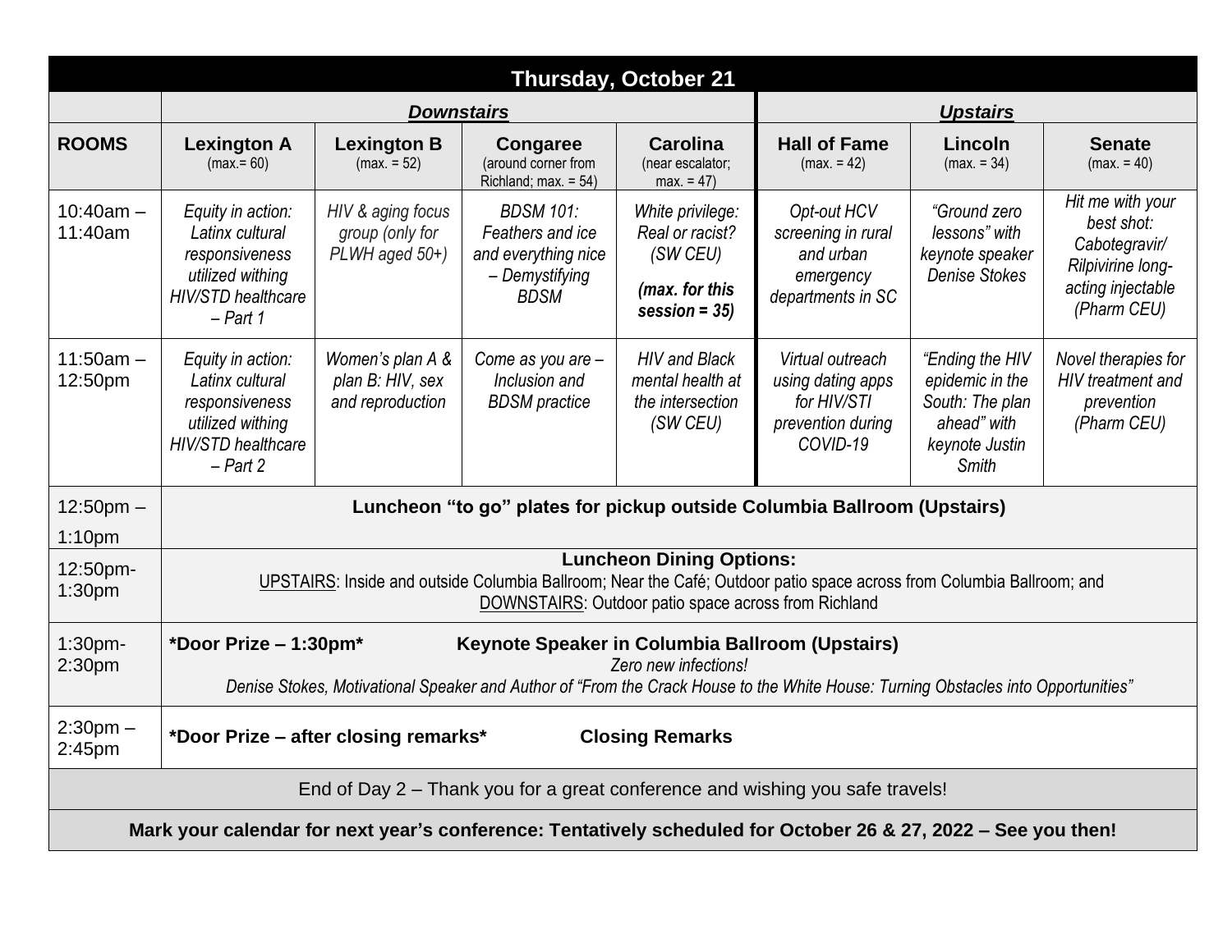| Thursday, October 21 | | | | | | | |
|---|---|---|---|---|---|---|---|
| | ***Downstairs*** | | | | ***Upstairs*** | | |
| **ROOMS** | **Lexington A** (max.= 60) | **Lexington B** (max. = 52) | **Congaree** (around corner from Richland; max. = 54) | **Carolina** (near escalator; max. = 47) | **Hall of Fame** (max. = 42) | **Lincoln** (max. = 34) | **Senate** (max. = 40) |
| 10:40am – 11:40am | *Equity in action: Latinx cultural responsiveness utilized withing HIV/STD healthcare – Part 1* | *HIV & aging focus group (only for PLWH aged 50+)* | *BDSM 101: Feathers and ice and everything nice – Demystifying BDSM* | *White privilege: Real or racist? (SW CEU)* ***(max. for this session = 35)*** | *Opt-out HCV screening in rural and urban emergency departments in SC* | *"Ground zero lessons" with keynote speaker Denise Stokes* | *Hit me with your best shot: Cabotegravir/ Rilpivirine long-acting injectable (Pharm CEU)* |
| 11:50am – 12:50pm | *Equity in action: Latinx cultural responsiveness utilized withing HIV/STD healthcare – Part 2* | *Women's plan A & plan B: HIV, sex and reproduction* | *Come as you are – Inclusion and BDSM practice* | *HIV and Black mental health at the intersection (SW CEU)* | *Virtual outreach using dating apps for HIV/STI prevention during COVID-19* | *"Ending the HIV epidemic in the South: The plan ahead" with keynote Justin Smith* | *Novel therapies for HIV treatment and prevention (Pharm CEU)* |
| 12:50pm – 1:10pm | **Luncheon "to go" plates for pickup outside Columbia Ballroom (Upstairs)** | | | | | | |
| 12:50pm-1:30pm | **Luncheon Dining Options:** UPSTAIRS: Inside and outside Columbia Ballroom; Near the Café; Outdoor patio space across from Columbia Ballroom; and DOWNSTAIRS: Outdoor patio space across from Richland | | | | | | |
| 1:30pm-2:30pm | **\*Door Prize – 1:30pm\*** **Keynote Speaker in Columbia Ballroom (Upstairs)** *Zero new infections!* *Denise Stokes, Motivational Speaker and Author of "From the Crack House to the White House: Turning Obstacles into Opportunities"* | | | | | | |
| 2:30pm – 2:45pm | **\*Door Prize – after closing remarks\*** **Closing Remarks** | | | | | | |

End of Day 2 – Thank you for a great conference and wishing you safe travels!

**Mark your calendar for next year's conference: Tentatively scheduled for October 26 & 27, 2022 – See you then!**